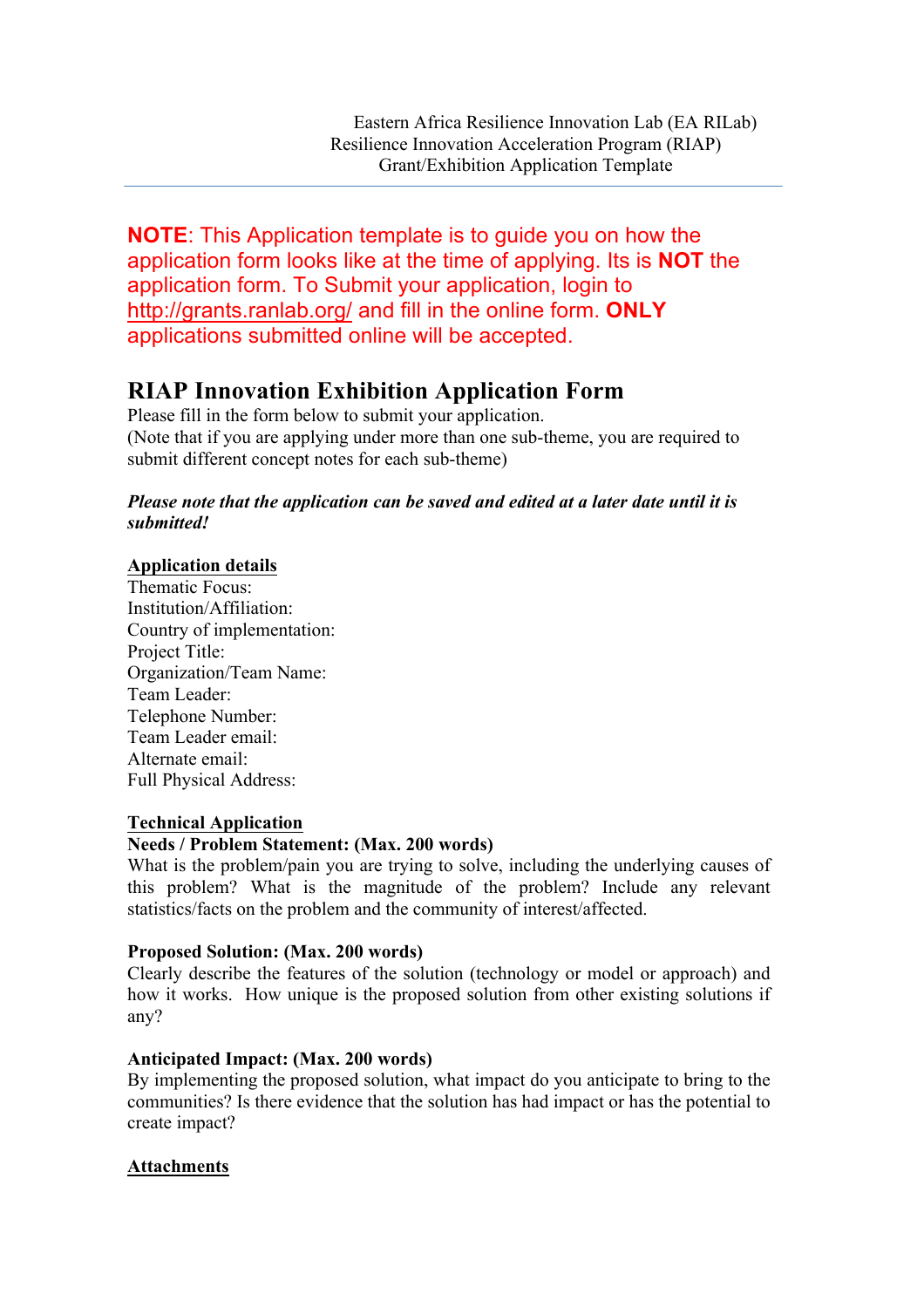Eastern Africa Resilience Innovation Lab (EA RILab)
Resilience Innovation Acceleration Program (RIAP)
Grant/Exhibition Application Template

---

**NOTE**: This Application template is to guide you on how the application form looks like at the time of applying. Its is **NOT** the application form. To Submit your application, login to http://grants.ranlab.org/ and fill in the online form. **ONLY** applications submitted online will be accepted.

## RIAP Innovation Exhibition Application Form

Please fill in the form below to submit your application.
(Note that if you are applying under more than one sub-theme, you are required to submit different concept notes for each sub-theme)

***Please note that the application can be saved and edited at a later date until it is submitted!***

**Application details**

Thematic Focus:
Institution/Affiliation:
Country of implementation:
Project Title:
Organization/Team Name:
Team Leader:
Telephone Number:
Team Leader email:
Alternate email:
Full Physical Address:

**Technical Application**

**Needs / Problem Statement: (Max. 200 words)**

What is the problem/pain you are trying to solve, including the underlying causes of this problem? What is the magnitude of the problem? Include any relevant statistics/facts on the problem and the community of interest/affected.

**Proposed Solution: (Max. 200 words)**

Clearly describe the features of the solution (technology or model or approach) and how it works. How unique is the proposed solution from other existing solutions if any?

**Anticipated Impact: (Max. 200 words)**

By implementing the proposed solution, what impact do you anticipate to bring to the communities? Is there evidence that the solution has had impact or has the potential to create impact?

**Attachments**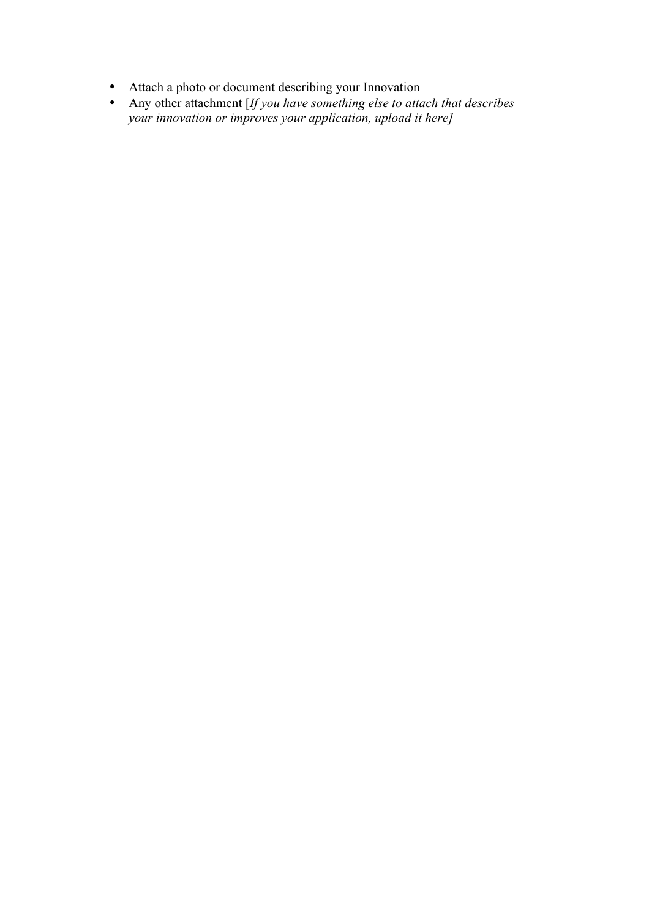- Attach a photo or document describing your Innovation
- Any other attachment [*If you have something else to attach that describes your innovation or improves your application, upload it here]*